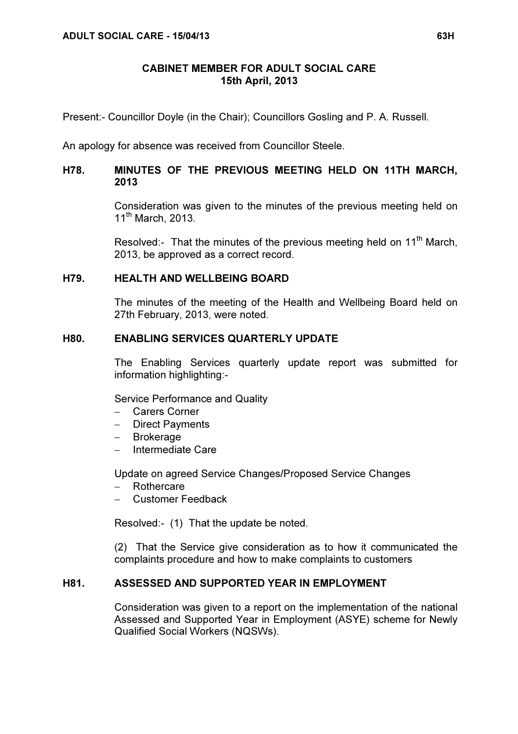# CABINET MEMBER FOR ADULT SOCIAL CARE
## 15th April, 2013

Present:- Councillor Doyle (in the Chair); Councillors Gosling and P. A. Russell.

An apology for absence was received from Councillor Steele.

### H78. MINUTES OF THE PREVIOUS MEETING HELD ON 11TH MARCH, 2013

Consideration was given to the minutes of the previous meeting held on 11th March, 2013.

Resolved:- That the minutes of the previous meeting held on 11th March, 2013, be approved as a correct record.

### H79. HEALTH AND WELLBEING BOARD

The minutes of the meeting of the Health and Wellbeing Board held on 27th February, 2013, were noted.

### H80. ENABLING SERVICES QUARTERLY UPDATE

The Enabling Services quarterly update report was submitted for information highlighting:-

Service Performance and Quality

- Carers Corner
- Direct Payments
- Brokerage
- Intermediate Care

Update on agreed Service Changes/Proposed Service Changes

- Rothercare
- Customer Feedback

Resolved:- (1) That the update be noted.

(2) That the Service give consideration as to how it communicated the complaints procedure and how to make complaints to customers

### H81. ASSESSED AND SUPPORTED YEAR IN EMPLOYMENT

Consideration was given to a report on the implementation of the national Assessed and Supported Year in Employment (ASYE) scheme for Newly Qualified Social Workers (NQSWs).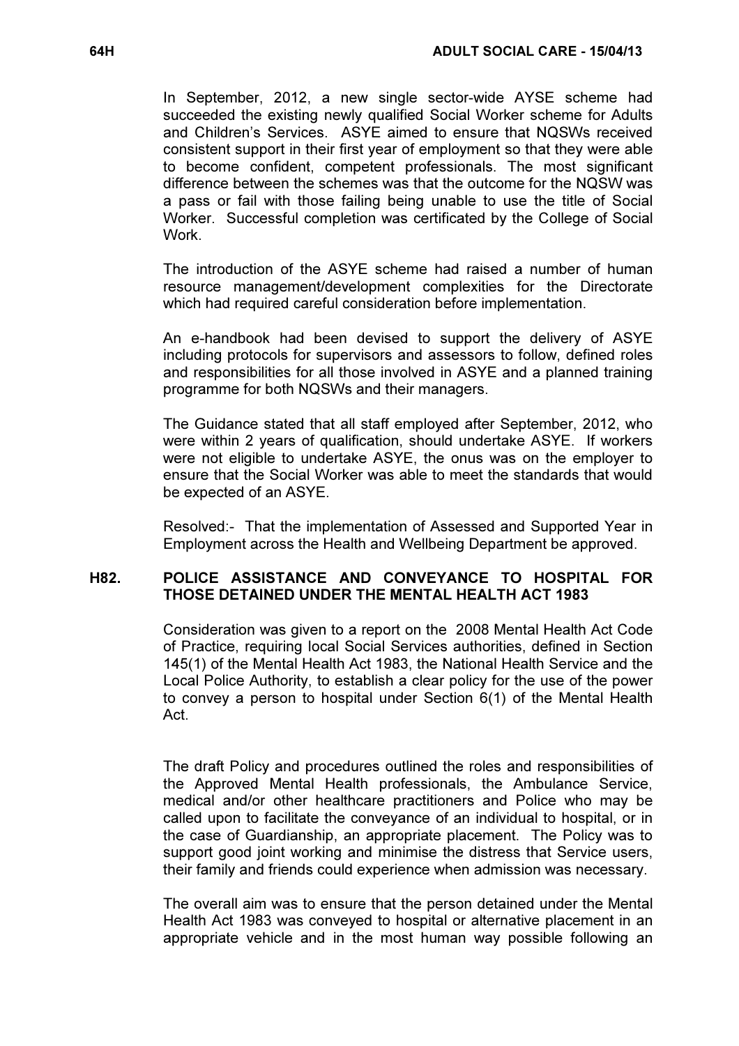In September, 2012, a new single sector-wide AYSE scheme had succeeded the existing newly qualified Social Worker scheme for Adults and Children's Services. ASYE aimed to ensure that NQSWs received consistent support in their first year of employment so that they were able to become confident, competent professionals. The most significant difference between the schemes was that the outcome for the NQSW was a pass or fail with those failing being unable to use the title of Social Worker. Successful completion was certificated by the College of Social Work.

The introduction of the ASYE scheme had raised a number of human resource management/development complexities for the Directorate which had required careful consideration before implementation.

An e-handbook had been devised to support the delivery of ASYE including protocols for supervisors and assessors to follow, defined roles and responsibilities for all those involved in ASYE and a planned training programme for both NQSWs and their managers.

The Guidance stated that all staff employed after September, 2012, who were within 2 years of qualification, should undertake ASYE. If workers were not eligible to undertake ASYE, the onus was on the employer to ensure that the Social Worker was able to meet the standards that would be expected of an ASYE.

Resolved:- That the implementation of Assessed and Supported Year in Employment across the Health and Wellbeing Department be approved.

## H82. POLICE ASSISTANCE AND CONVEYANCE TO HOSPITAL FOR THOSE DETAINED UNDER THE MENTAL HEALTH ACT 1983

Consideration was given to a report on the 2008 Mental Health Act Code of Practice, requiring local Social Services authorities, defined in Section 145(1) of the Mental Health Act 1983, the National Health Service and the Local Police Authority, to establish a clear policy for the use of the power to convey a person to hospital under Section 6(1) of the Mental Health Act.

The draft Policy and procedures outlined the roles and responsibilities of the Approved Mental Health professionals, the Ambulance Service, medical and/or other healthcare practitioners and Police who may be called upon to facilitate the conveyance of an individual to hospital, or in the case of Guardianship, an appropriate placement. The Policy was to support good joint working and minimise the distress that Service users, their family and friends could experience when admission was necessary.

The overall aim was to ensure that the person detained under the Mental Health Act 1983 was conveyed to hospital or alternative placement in an appropriate vehicle and in the most human way possible following an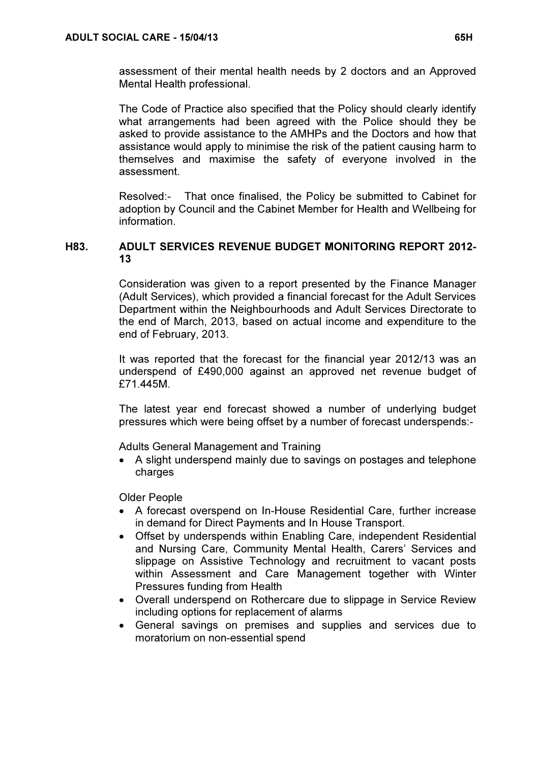assessment of their mental health needs by 2 doctors and an Approved Mental Health professional.

The Code of Practice also specified that the Policy should clearly identify what arrangements had been agreed with the Police should they be asked to provide assistance to the AMHPs and the Doctors and how that assistance would apply to minimise the risk of the patient causing harm to themselves and maximise the safety of everyone involved in the assessment.

Resolved:- That once finalised, the Policy be submitted to Cabinet for adoption by Council and the Cabinet Member for Health and Wellbeing for information.

## H83. ADULT SERVICES REVENUE BUDGET MONITORING REPORT 2012-13

Consideration was given to a report presented by the Finance Manager (Adult Services), which provided a financial forecast for the Adult Services Department within the Neighbourhoods and Adult Services Directorate to the end of March, 2013, based on actual income and expenditure to the end of February, 2013.

It was reported that the forecast for the financial year 2012/13 was an underspend of £490,000 against an approved net revenue budget of £71.445M.

The latest year end forecast showed a number of underlying budget pressures which were being offset by a number of forecast underspends:-

Adults General Management and Training

- A slight underspend mainly due to savings on postages and telephone charges

Older People

- A forecast overspend on In-House Residential Care, further increase in demand for Direct Payments and In House Transport.
- Offset by underspends within Enabling Care, independent Residential and Nursing Care, Community Mental Health, Carers' Services and slippage on Assistive Technology and recruitment to vacant posts within Assessment and Care Management together with Winter Pressures funding from Health
- Overall underspend on Rothercare due to slippage in Service Review including options for replacement of alarms
- General savings on premises and supplies and services due to moratorium on non-essential spend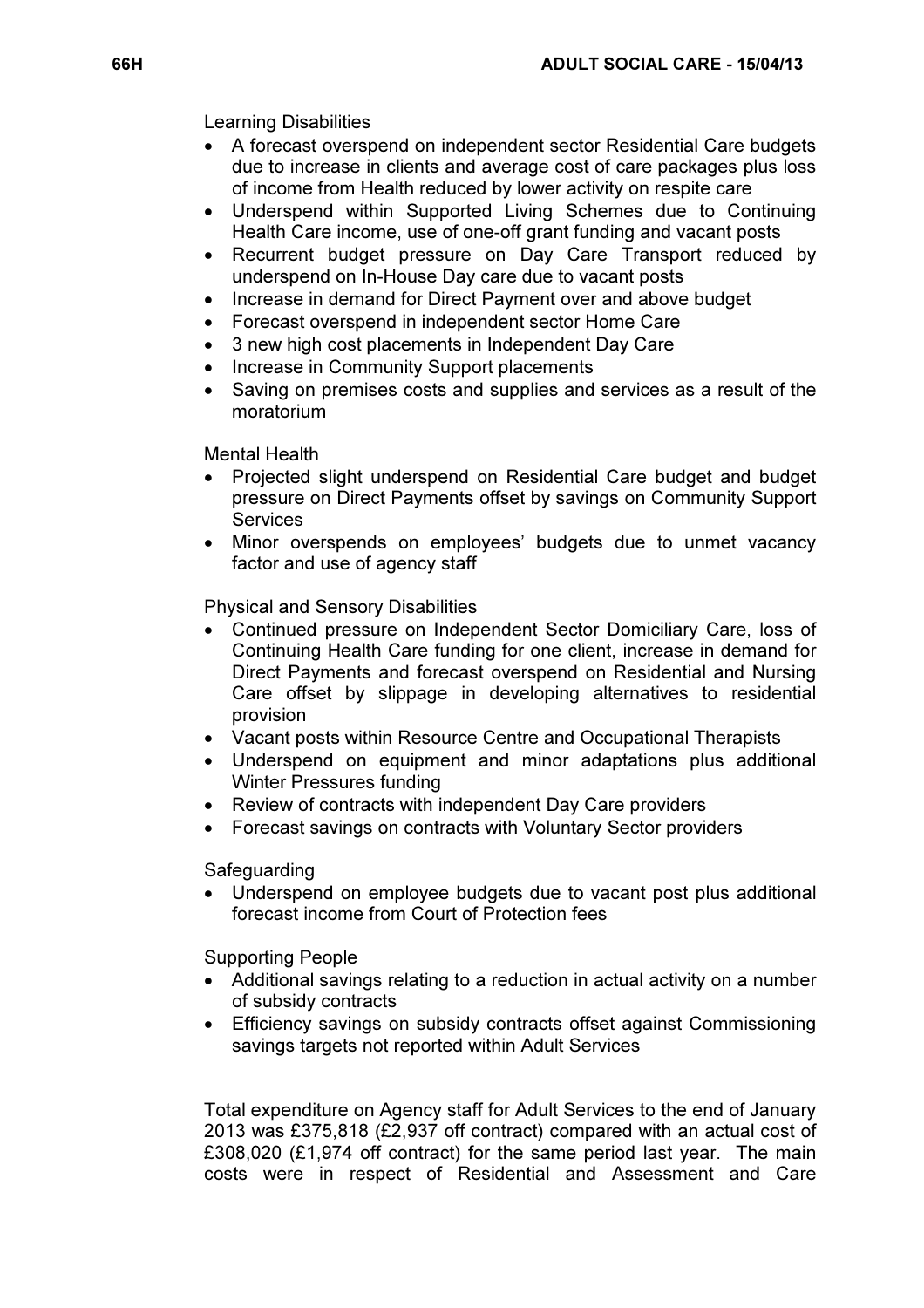Learning Disabilities

- A forecast overspend on independent sector Residential Care budgets due to increase in clients and average cost of care packages plus loss of income from Health reduced by lower activity on respite care
- Underspend within Supported Living Schemes due to Continuing Health Care income, use of one-off grant funding and vacant posts
- Recurrent budget pressure on Day Care Transport reduced by underspend on In-House Day care due to vacant posts
- Increase in demand for Direct Payment over and above budget
- Forecast overspend in independent sector Home Care
- 3 new high cost placements in Independent Day Care
- Increase in Community Support placements
- Saving on premises costs and supplies and services as a result of the moratorium

Mental Health

- Projected slight underspend on Residential Care budget and budget pressure on Direct Payments offset by savings on Community Support Services
- Minor overspends on employees' budgets due to unmet vacancy factor and use of agency staff

Physical and Sensory Disabilities

- Continued pressure on Independent Sector Domiciliary Care, loss of Continuing Health Care funding for one client, increase in demand for Direct Payments and forecast overspend on Residential and Nursing Care offset by slippage in developing alternatives to residential provision
- Vacant posts within Resource Centre and Occupational Therapists
- Underspend on equipment and minor adaptations plus additional Winter Pressures funding
- Review of contracts with independent Day Care providers
- Forecast savings on contracts with Voluntary Sector providers

Safeguarding

- Underspend on employee budgets due to vacant post plus additional forecast income from Court of Protection fees

Supporting People

- Additional savings relating to a reduction in actual activity on a number of subsidy contracts
- Efficiency savings on subsidy contracts offset against Commissioning savings targets not reported within Adult Services

Total expenditure on Agency staff for Adult Services to the end of January 2013 was £375,818 (£2,937 off contract) compared with an actual cost of £308,020 (£1,974 off contract) for the same period last year. The main costs were in respect of Residential and Assessment and Care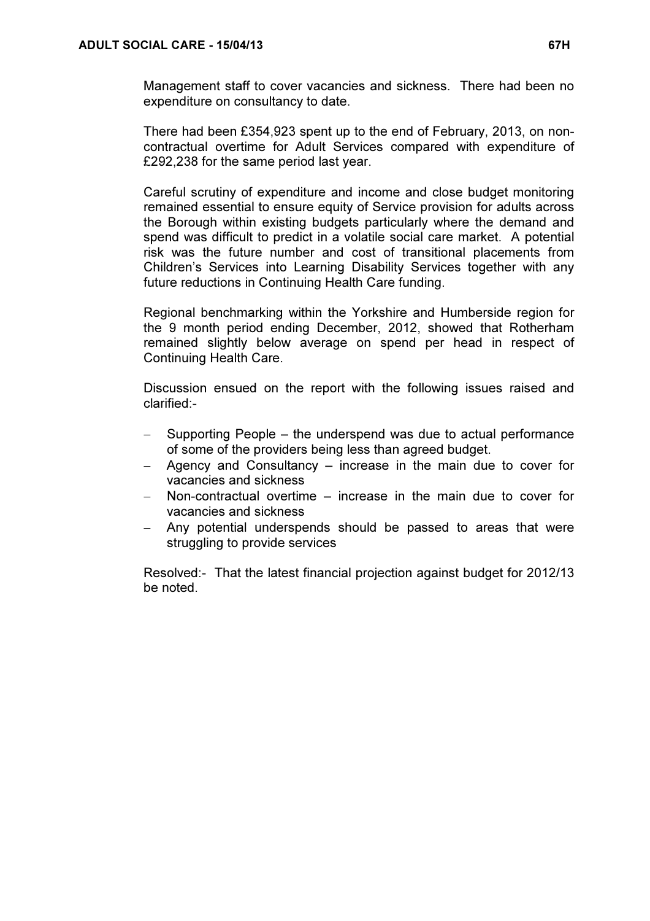Management staff to cover vacancies and sickness. There had been no expenditure on consultancy to date.

There had been £354,923 spent up to the end of February, 2013, on non-contractual overtime for Adult Services compared with expenditure of £292,238 for the same period last year.

Careful scrutiny of expenditure and income and close budget monitoring remained essential to ensure equity of Service provision for adults across the Borough within existing budgets particularly where the demand and spend was difficult to predict in a volatile social care market. A potential risk was the future number and cost of transitional placements from Children's Services into Learning Disability Services together with any future reductions in Continuing Health Care funding.

Regional benchmarking within the Yorkshire and Humberside region for the 9 month period ending December, 2012, showed that Rotherham remained slightly below average on spend per head in respect of Continuing Health Care.

Discussion ensued on the report with the following issues raised and clarified:-

- Supporting People – the underspend was due to actual performance of some of the providers being less than agreed budget.
- Agency and Consultancy – increase in the main due to cover for vacancies and sickness
- Non-contractual overtime – increase in the main due to cover for vacancies and sickness
- Any potential underspends should be passed to areas that were struggling to provide services

Resolved:- That the latest financial projection against budget for 2012/13 be noted.